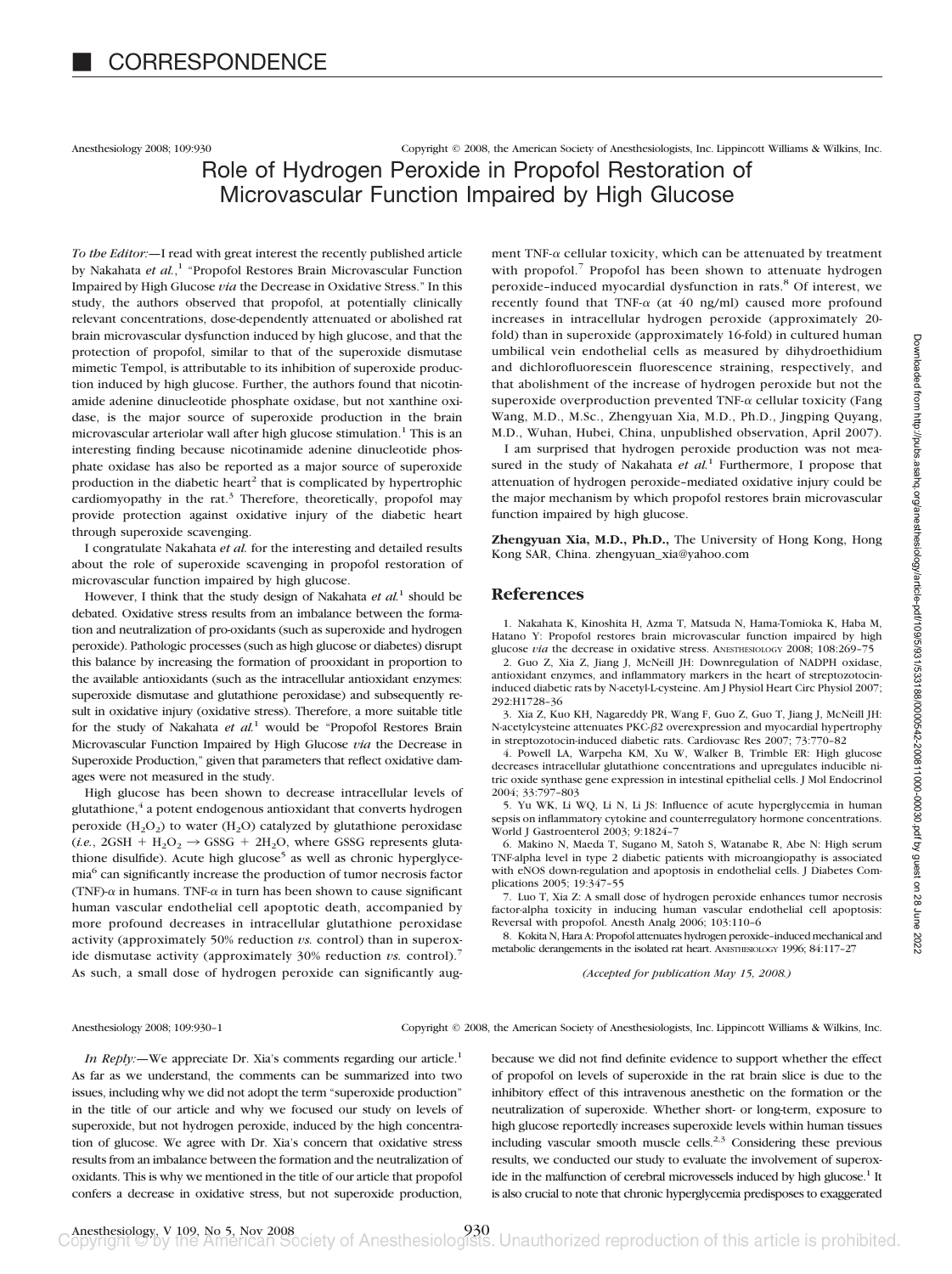# CORRESPONDENCE

Anesthesiology 2008; 109:930 Copyright © 2008, the American Society of Anesthesiologists, Inc. Lippincott Williams & Wilkins, Inc.

## Role of Hydrogen Peroxide in Propofol Restoration of Microvascular Function Impaired by High Glucose

*To the Editor:*—I read with great interest the recently published article by Nakahata *et al.*,[1] "Propofol Restores Brain Microvascular Function Impaired by High Glucose *via* the Decrease in Oxidative Stress." In this study, the authors observed that propofol, at potentially clinically relevant concentrations, dose-dependently attenuated or abolished rat brain microvascular dysfunction induced by high glucose, and that the protection of propofol, similar to that of the superoxide dismutase mimetic Tempol, is attributable to its inhibition of superoxide production induced by high glucose. Further, the authors found that nicotinamide adenine dinucleotide phosphate oxidase, but not xanthine oxidase, is the major source of superoxide production in the brain microvascular arteriolar wall after high glucose stimulation.[1] This is an interesting finding because nicotinamide adenine dinucleotide phosphate oxidase has also been reported as a major source of superoxide production in the diabetic heart[2] that is complicated by hypertrophic cardiomyopathy in the rat.[3] Therefore, theoretically, propofol may provide protection against oxidative injury of the diabetic heart through superoxide scavenging.

I congratulate Nakahata *et al.* for the interesting and detailed results about the role of superoxide scavenging in propofol restoration of microvascular function impaired by high glucose.

However, I think that the study design of Nakahata *et al.*[1] should be debated. Oxidative stress results from an imbalance between the formation and neutralization of pro-oxidants (such as superoxide and hydrogen peroxide). Pathologic processes (such as high glucose or diabetes) disrupt this balance by increasing the formation of prooxidant in proportion to the available antioxidants (such as the intracellular antioxidant enzymes: superoxide dismutase and glutathione peroxidase) and subsequently result in oxidative injury (oxidative stress). Therefore, a more suitable title for the study of Nakahata *et al.*[1] would be "Propofol Restores Brain Microvascular Function Impaired by High Glucose *via* the Decrease in Superoxide Production," given that parameters that reflect oxidative damages were not measured in the study.

High glucose has been shown to decrease intracellular levels of glutathione,[4] a potent endogenous antioxidant that converts hydrogen peroxide ($H_2O_2$) to water ($H_2O$) catalyzed by glutathione peroxidase (*i.e.*, $2GSH + H_2O_2 \rightarrow GSSG + 2H_2O$, where GSSG represents glutathione disulfide). Acute high glucose[5] as well as chronic hyperglycemia[6] can significantly increase the production of tumor necrosis factor (TNF)-$\alpha$ in humans. TNF-$\alpha$ in turn has been shown to cause significant human vascular endothelial cell apoptotic death, accompanied by more profound decreases in intracellular glutathione peroxidase activity (approximately 50% reduction *vs.* control) than in superoxide dismutase activity (approximately 30% reduction *vs.* control).[7] As such, a small dose of hydrogen peroxide can significantly augment TNF-$\alpha$ cellular toxicity, which can be attenuated by treatment with propofol.[7] Propofol has been shown to attenuate hydrogen peroxide–induced myocardial dysfunction in rats.[8] Of interest, we recently found that TNF-$\alpha$ (at 40 ng/ml) caused more profound increases in intracellular hydrogen peroxide (approximately 20-fold) than in superoxide (approximately 16-fold) in cultured human umbilical vein endothelial cells as measured by dihydroethidium and dichlorofluorescein fluorescence straining, respectively, and that abolishment of the increase of hydrogen peroxide but not the superoxide overproduction prevented TNF-$\alpha$ cellular toxicity (Fang Wang, M.D., M.Sc., Zhengyuan Xia, M.D., Ph.D., Jingping Ouyang, M.D., Wuhan, Hubei, China, unpublished observation, April 2007).

I am surprised that hydrogen peroxide production was not measured in the study of Nakahata *et al.*[1] Furthermore, I propose that attenuation of hydrogen peroxide–mediated oxidative injury could be the major mechanism by which propofol restores brain microvascular function impaired by high glucose.

**Zhengyuan Xia, M.D., Ph.D.,** The University of Hong Kong, Hong Kong SAR, China. zhengyuan_xia@yahoo.com

### References

1. Nakahata K, Kinoshita H, Azma T, Matsuda N, Hama-Tomioka K, Haba M, Hatano Y: Propofol restores brain microvascular function impaired by high glucose *via* the decrease in oxidative stress. ANESTHESIOLOGY 2008; 108:269–75
2. Guo Z, Xia Z, Jiang J, McNeill JH: Downregulation of NADPH oxidase, antioxidant enzymes, and inflammatory markers in the heart of streptozotocin-induced diabetic rats by N-acetyl-L-cysteine. Am J Physiol Heart Circ Physiol 2007; 292:H1728–36
3. Xia Z, Kuo KH, Nagareddy PR, Wang F, Guo Z, Guo T, Jiang J, McNeill JH: N-acetylcysteine attenuates PKC-$\beta$2 overexpression and myocardial hypertrophy in streptozotocin-induced diabetic rats. Cardiovasc Res 2007; 73:770–82
4. Powell LA, Warpeha KM, Xu W, Walker B, Trimble ER: High glucose decreases intracellular glutathione concentrations and upregulates inducible nitric oxide synthase gene expression in intestinal epithelial cells. J Mol Endocrinol 2004; 33:797–803
5. Yu WK, Li WQ, Li N, Li JS: Influence of acute hyperglycemia in human sepsis on inflammatory cytokine and counterregulatory hormone concentrations. World J Gastroenterol 2003; 9:1824–7
6. Makino N, Maeda T, Sugano M, Satoh S, Watanabe R, Abe N: High serum TNF-alpha level in type 2 diabetic patients with microangiopathy is associated with eNOS down-regulation and apoptosis in endothelial cells. J Diabetes Complications 2005; 19:347–55
7. Luo T, Xia Z: A small dose of hydrogen peroxide enhances tumor necrosis factor-alpha toxicity in inducing human vascular endothelial cell apoptosis: Reversal with propofol. Anesth Analg 2006; 103:110–6
8. Kokita N, Hara A: Propofol attenuates hydrogen peroxide–induced mechanical and metabolic derangements in the isolated rat heart. ANESTHESIOLOGY 1996; 84:117–27

*(Accepted for publication May 15, 2008.)*

Anesthesiology 2008; 109:930–1 Copyright © 2008, the American Society of Anesthesiologists, Inc. Lippincott Williams & Wilkins, Inc.

*In Reply:*—We appreciate Dr. Xia's comments regarding our article.[1] As far as we understand, the comments can be summarized into two issues, including why we did not adopt the term "superoxide production" in the title of our article and why we focused our study on levels of superoxide, but not hydrogen peroxide, induced by the high concentration of glucose. We agree with Dr. Xia's concern that oxidative stress results from an imbalance between the formation and the neutralization of oxidants. This is why we mentioned in the title of our article that propofol confers a decrease in oxidative stress, but not superoxide production, because we did not find definite evidence to support whether the effect of propofol on levels of superoxide in the rat brain slice is due to the inhibitory effect of this intravenous anesthetic on the formation or the neutralization of superoxide. Whether short- or long-term, exposure to high glucose reportedly increases superoxide levels within human tissues including vascular smooth muscle cells.[2,3] Considering these previous results, we conducted our study to evaluate the involvement of superoxide in the malfunction of cerebral microvessels induced by high glucose.[1] It is also crucial to note that chronic hyperglycemia predisposes to exaggerated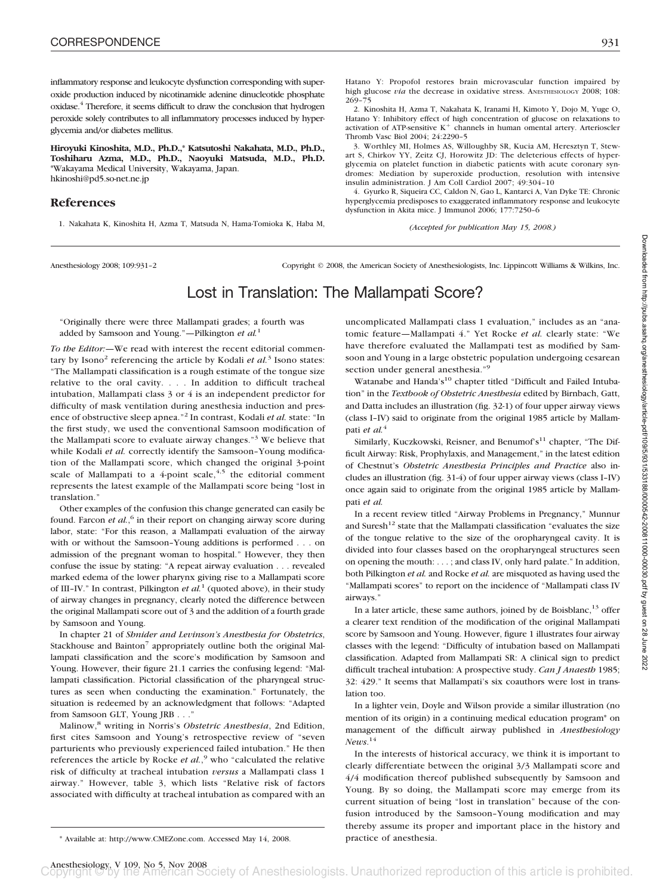inflammatory response and leukocyte dysfunction corresponding with superoxide production induced by nicotinamide adenine dinucleotide phosphate oxidase.[4] Therefore, it seems difficult to draw the conclusion that hydrogen peroxide solely contributes to all inflammatory processes induced by hyperglycemia and/or diabetes mellitus.

**Hiroyuki Kinoshita, M.D., Ph.D.,* Katsutoshi Nakahata, M.D., Ph.D., Toshiharu Azma, M.D., Ph.D., Naoyuki Matsuda, M.D., Ph.D.** *Wakayama Medical University, Wakayama, Japan. hkinoshi@pd5.so-net.ne.jp

## References

1. Nakahata K, Kinoshita H, Azma T, Matsuda N, Hama-Tomioka K, Haba M, Hatano Y: Propofol restores brain microvascular function impaired by high glucose *via* the decrease in oxidative stress. ANESTHESIOLOGY 2008; 108: 269–75
2. Kinoshita H, Azma T, Nakahata K, Iranami H, Kimoto Y, Dojo M, Yuge O, Hatano Y: Inhibitory effect of high concentration of glucose on relaxations to activation of ATP-sensitive $K^+$ channels in human omental artery. Arterioscler Thromb Vasc Biol 2004; 24:2290–5
3. Worthley MI, Holmes AS, Willoughby SR, Kucia AM, Heresztyn T, Stewart S, Chirkov YY, Zeitz CJ, Horowitz JD: The deleterious effects of hyperglycemia on platelet function in diabetic patients with acute coronary syndromes: Mediation by superoxide production, resolution with intensive insulin administration. J Am Coll Cardiol 2007; 49:304–10
4. Gyurko R, Siqueira CC, Caldon N, Gao L, Kantarci A, Van Dyke TE: Chronic hyperglycemia predisposes to exaggerated inflammatory response and leukocyte dysfunction in Akita mice. J Immunol 2006; 177:7250–6

*(Accepted for publication May 15, 2008.)*

Anesthesiology 2008; 109:931–2 Copyright © 2008, the American Society of Anesthesiologists, Inc. Lippincott Williams & Wilkins, Inc.

# Lost in Translation: The Mallampati Score?

"Originally there were three Mallampati grades; a fourth was added by Samsoon and Young."—Pilkington *et al.*[1]

*To the Editor:*—We read with interest the recent editorial commentary by Isono[2] referencing the article by Kodali *et al.*[3] Isono states: "The Mallampati classification is a rough estimate of the tongue size relative to the oral cavity. . . . In addition to difficult tracheal intubation, Mallampati class 3 or 4 is an independent predictor for difficulty of mask ventilation during anesthesia induction and presence of obstructive sleep apnea."[2] In contrast, Kodali *et al.* state: "In the first study, we used the conventional Samsoon modification of the Mallampati score to evaluate airway changes."[3] We believe that while Kodali *et al.* correctly identify the Samsoon–Young modification of the Mallampati score, which changed the original 3-point scale of Mallampati to a 4-point scale,[4,5] the editorial comment represents the latest example of the Mallampati score being "lost in translation."

Other examples of the confusion this change generated can easily be found. Farcon *et al.*,[6] in their report on changing airway score during labor, state: "For this reason, a Mallampati evaluation of the airway with or without the Samsoon–Young additions is performed . . . on admission of the pregnant woman to hospital." However, they then confuse the issue by stating: "A repeat airway evaluation . . . revealed marked edema of the lower pharynx giving rise to a Mallampati score of III–IV." In contrast, Pilkington *et al.*[1] (quoted above), in their study of airway changes in pregnancy, clearly noted the difference between the original Mallampati score out of 3 and the addition of a fourth grade by Samsoon and Young.

In chapter 21 of *Shnider and Levinson's Anesthesia for Obstetrics*, Stackhouse and Bainton[7] appropriately outline both the original Mallampati classification and the score's modification by Samsoon and Young. However, their figure 21.1 carries the confusing legend: "Mallampati classification. Pictorial classification of the pharyngeal structures as seen when conducting the examination." Fortunately, the situation is redeemed by an acknowledgment that follows: "Adapted from Samsoon GLT, Young JRB . . ."

Malinow,[8] writing in Norris's *Obstetric Anesthesia*, 2nd Edition, first cites Samsoon and Young's retrospective review of "seven parturients who previously experienced failed intubation." He then references the article by Rocke *et al.*,[9] who "calculated the relative risk of difficulty at tracheal intubation *versus* a Mallampati class 1 airway." However, table 3, which lists "Relative risk of factors associated with difficulty at tracheal intubation as compared with an uncomplicated Mallampati class 1 evaluation," includes as an "anatomic feature—Mallampati 4." Yet Rocke *et al.* clearly state: "We have therefore evaluated the Mallampati test as modified by Samsoon and Young in a large obstetric population undergoing cesarean section under general anesthesia."[9]

Watanabe and Handa's[10] chapter titled "Difficult and Failed Intubation" in the *Textbook of Obstetric Anesthesia* edited by Birnbach, Gatt, and Datta includes an illustration (fig. 32-1) of four upper airway views (class I–IV) said to originate from the original 1985 article by Mallampati *et al.*[4]

Similarly, Kuczkowski, Reisner, and Benumof's[11] chapter, "The Difficult Airway: Risk, Prophylaxis, and Management," in the latest edition of Chestnut's *Obstetric Anesthesia Principles and Practice* also includes an illustration (fig. 31-4) of four upper airway views (class I–IV) once again said to originate from the original 1985 article by Mallampati *et al.*

In a recent review titled "Airway Problems in Pregnancy," Munnur and Suresh[12] state that the Mallampati classification "evaluates the size of the tongue relative to the size of the oropharyngeal cavity. It is divided into four classes based on the oropharyngeal structures seen on opening the mouth: . . . ; and class IV, only hard palate." In addition, both Pilkington *et al.* and Rocke *et al.* are misquoted as having used the "Mallampati scores" to report on the incidence of "Mallampati class IV airways."

In a later article, these same authors, joined by de Boisblanc,[13] offer a clearer text rendition of the modification of the original Mallampati score by Samsoon and Young. However, figure 1 illustrates four airway classes with the legend: "Difficulty of intubation based on Mallampati classification. Adapted from Mallampati SR: A clinical sign to predict difficult tracheal intubation: A prospective study. *Can J Anaesth* 1985; 32: 429." It seems that Mallampati's six coauthors were lost in translation too.

In a lighter vein, Doyle and Wilson provide a similar illustration (no mention of its origin) in a continuing medical education program* on management of the difficult airway published in *Anesthesiology News*.[14]

In the interests of historical accuracy, we think it is important to clearly differentiate between the original 3/3 Mallampati score and 4/4 modification thereof published subsequently by Samsoon and Young. By so doing, the Mallampati score may emerge from its current situation of being "lost in translation" because of the confusion introduced by the Samsoon–Young modification and may thereby assume its proper and important place in the history and practice of anesthesia.

* Available at: http://www.CMEZone.com. Accessed May 14, 2008.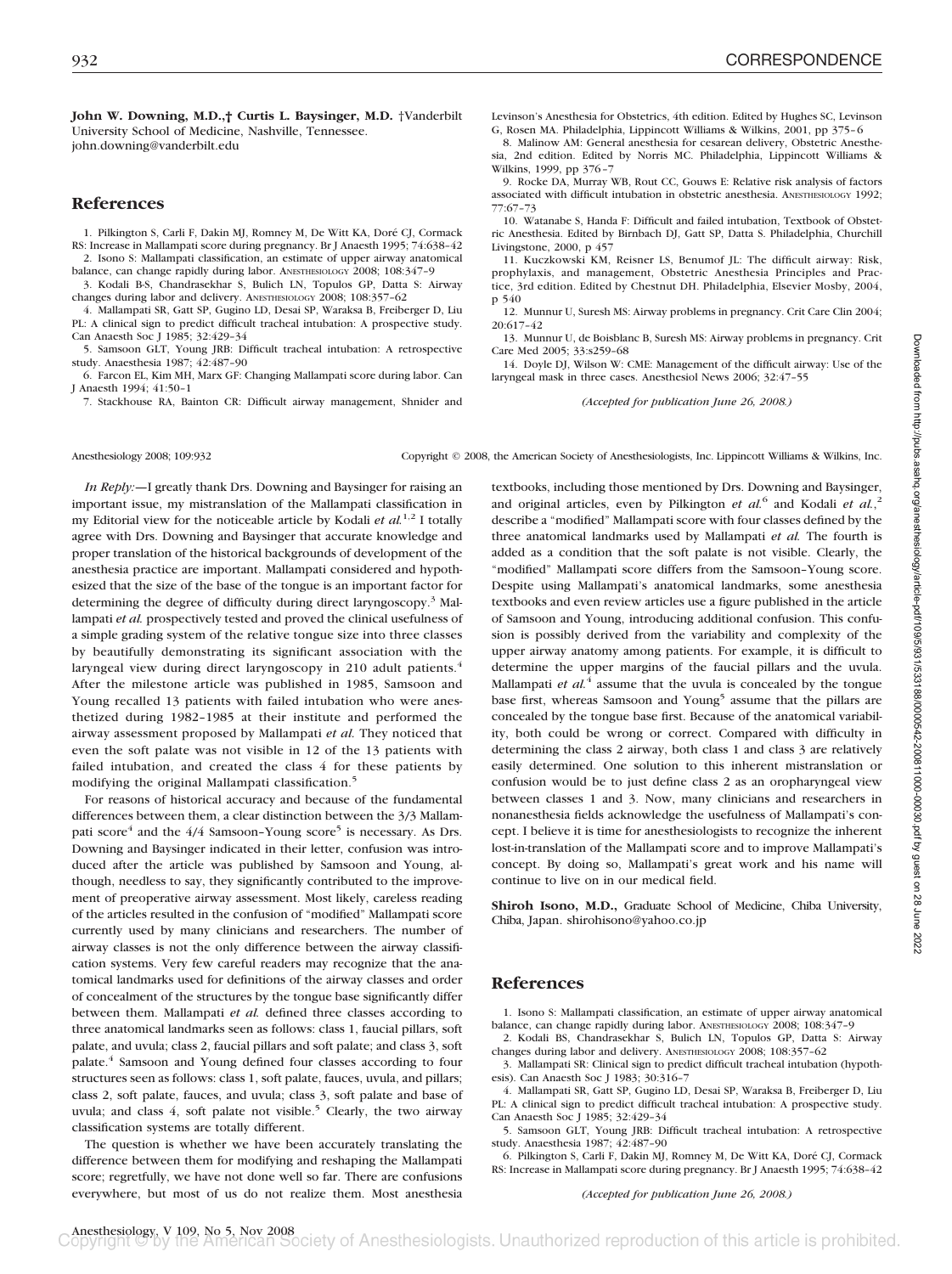**John W. Downing, M.D.,† Curtis L. Baysinger, M.D.** †Vanderbilt University School of Medicine, Nashville, Tennessee. john.downing@vanderbilt.edu

## References

1. Pilkington S, Carli F, Dakin MJ, Romney M, De Witt KA, Doré CJ, Cormack RS: Increase in Mallampati score during pregnancy. Br J Anaesth 1995; 74:638–42
2. Isono S: Mallampati classification, an estimate of upper airway anatomical balance, can change rapidly during labor. ANESTHESIOLOGY 2008; 108:347–9
3. Kodali B-S, Chandrasekhar S, Bulich LN, Topulos GP, Datta S: Airway changes during labor and delivery. ANESTHESIOLOGY 2008; 108:357–62
4. Mallampati SR, Gatt SP, Gugino LD, Desai SP, Waraksa B, Freiberger D, Liu PL: A clinical sign to predict difficult tracheal intubation: A prospective study. Can Anaesth Soc J 1985; 32:429–34
5. Samsoon GLT, Young JRB: Difficult tracheal intubation: A retrospective study. Anaesthesia 1987; 42:487–90
6. Farcon EL, Kim MH, Marx GF: Changing Mallampati score during labor. Can J Anaesth 1994; 41:50–1
7. Stackhouse RA, Bainton CR: Difficult airway management, Shnider and Levinson's Anesthesia for Obstetrics, 4th edition. Edited by Hughes SC, Levinson G, Rosen MA. Philadelphia, Lippincott Williams & Wilkins, 2001, pp 375–6
8. Malinow AM: General anesthesia for cesarean delivery, Obstetric Anesthesia, 2nd edition. Edited by Norris MC. Philadelphia, Lippincott Williams & Wilkins, 1999, pp 376–7
9. Rocke DA, Murray WB, Rout CC, Gouws E: Relative risk analysis of factors associated with difficult intubation in obstetric anesthesia. ANESTHESIOLOGY 1992; 77:67–73
10. Watanabe S, Handa F: Difficult and failed intubation, Textbook of Obstetric Anesthesia. Edited by Birnbach DJ, Gatt SP, Datta S. Philadelphia, Churchill Livingstone, 2000, p 457
11. Kuczkowski KM, Reisner LS, Benumof JL: The difficult airway: Risk, prophylaxis, and management, Obstetric Anesthesia Principles and Practice, 3rd edition. Edited by Chestnut DH. Philadelphia, Elsevier Mosby, 2004, p 540
12. Munnur U, Suresh MS: Airway problems in pregnancy. Crit Care Clin 2004; 20:617–42
13. Munnur U, de Boisblanc B, Suresh MS: Airway problems in pregnancy. Crit Care Med 2005; 33:s259–68
14. Doyle DJ, Wilson W: CME: Management of the difficult airway: Use of the laryngeal mask in three cases. Anesthesiol News 2006; 32:47–55

*(Accepted for publication June 26, 2008.)*

*In Reply:*—I greatly thank Drs. Downing and Baysinger for raising an important issue, my mistranslation of the Mallampati classification in my Editorial view for the noticeable article by Kodali *et al.*[1,2] I totally agree with Drs. Downing and Baysinger that accurate knowledge and proper translation of the historical backgrounds of development of the anesthesia practice are important. Mallampati considered and hypothesized that the size of the base of the tongue is an important factor for determining the degree of difficulty during direct laryngoscopy.[3] Mallampati *et al.* prospectively tested and proved the clinical usefulness of a simple grading system of the relative tongue size into three classes by beautifully demonstrating its significant association with the laryngeal view during direct laryngoscopy in 210 adult patients.[4] After the milestone article was published in 1985, Samsoon and Young recalled 13 patients with failed intubation who were anesthetized during 1982–1985 at their institute and performed the airway assessment proposed by Mallampati *et al.* They noticed that even the soft palate was not visible in 12 of the 13 patients with failed intubation, and created the class 4 for these patients by modifying the original Mallampati classification.[5]

For reasons of historical accuracy and because of the fundamental differences between them, a clear distinction between the 3/3 Mallampati score[4] and the 4/4 Samsoon–Young score[5] is necessary. As Drs. Downing and Baysinger indicated in their letter, confusion was introduced after the article was published by Samsoon and Young, although, needless to say, they significantly contributed to the improvement of preoperative airway assessment. Most likely, careless reading of the articles resulted in the confusion of "modified" Mallampati score currently used by many clinicians and researchers. The number of airway classes is not the only difference between the airway classification systems. Very few careful readers may recognize that the anatomical landmarks used for definitions of the airway classes and order of concealment of the structures by the tongue base significantly differ between them. Mallampati *et al.* defined three classes according to three anatomical landmarks seen as follows: class 1, faucial pillars, soft palate, and uvula; class 2, faucial pillars and soft palate; and class 3, soft palate.[4] Samsoon and Young defined four classes according to four structures seen as follows: class 1, soft palate, fauces, uvula, and pillars; class 2, soft palate, fauces, and uvula; class 3, soft palate and base of uvula; and class 4, soft palate not visible.[5] Clearly, the two airway classification systems are totally different.

The question is whether we have been accurately translating the difference between them for modifying and reshaping the Mallampati score; regretfully, we have not done well so far. There are confusions everywhere, but most of us do not realize them. Most anesthesia textbooks, including those mentioned by Drs. Downing and Baysinger, and original articles, even by Pilkington *et al.*[6] and Kodali *et al.*,[2] describe a "modified" Mallampati score with four classes defined by the three anatomical landmarks used by Mallampati *et al.* The fourth is added as a condition that the soft palate is not visible. Clearly, the "modified" Mallampati score differs from the Samsoon–Young score. Despite using Mallampati's anatomical landmarks, some anesthesia textbooks and even review articles use a figure published in the article of Samsoon and Young, introducing additional confusion. This confusion is possibly derived from the variability and complexity of the upper airway anatomy among patients. For example, it is difficult to determine the upper margins of the faucial pillars and the uvula. Mallampati *et al.*[4] assume that the uvula is concealed by the tongue base first, whereas Samsoon and Young[5] assume that the pillars are concealed by the tongue base first. Because of the anatomical variability, both could be wrong or correct. Compared with difficulty in determining the class 2 airway, both class 1 and class 3 are relatively easily determined. One solution to this inherent mistranslation or confusion would be to just define class 2 as an oropharyngeal view between classes 1 and 3. Now, many clinicians and researchers in nonanesthesia fields acknowledge the usefulness of Mallampati's concept. I believe it is time for anesthesiologists to recognize the inherent lost-in-translation of the Mallampati score and to improve Mallampati's concept. By doing so, Mallampati's great work and his name will continue to live on in our medical field.

**Shiroh Isono, M.D.,** Graduate School of Medicine, Chiba University, Chiba, Japan. shirohisono@yahoo.co.jp

## References

1. Isono S: Mallampati classification, an estimate of upper airway anatomical balance, can change rapidly during labor. ANESTHESIOLOGY 2008; 108:347–9
2. Kodali BS, Chandrasekhar S, Bulich LN, Topulos GP, Datta S: Airway changes during labor and delivery. ANESTHESIOLOGY 2008; 108:357–62
3. Mallampati SR: Clinical sign to predict difficult tracheal intubation (hypothesis). Can Anaesth Soc J 1983; 30:316–7
4. Mallampati SR, Gatt SP, Gugino LD, Desai SP, Waraksa B, Freiberger D, Liu PL: A clinical sign to predict difficult tracheal intubation: A prospective study. Can Anaesth Soc J 1985; 32:429–34
5. Samsoon GLT, Young JRB: Difficult tracheal intubation: A retrospective study. Anaesthesia 1987; 42:487–90
6. Pilkington S, Carli F, Dakin MJ, Romney M, De Witt KA, Doré CJ, Cormack RS: Increase in Mallampati score during pregnancy. Br J Anaesth 1995; 74:638–42

*(Accepted for publication June 26, 2008.)*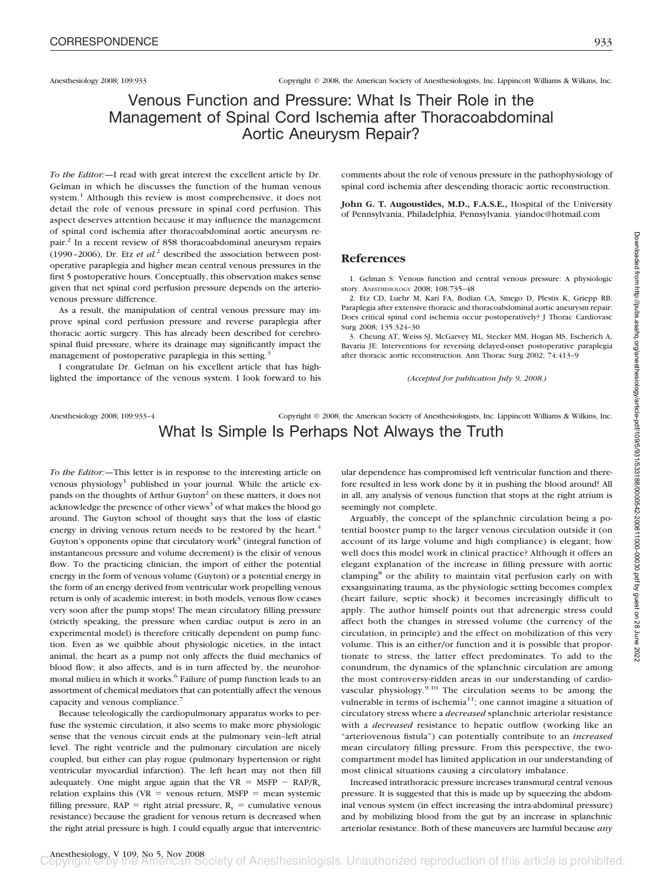Anesthesiology 2008; 109:933

Copyright © 2008, the American Society of Anesthesiologists, Inc. Lippincott Williams & Wilkins, Inc.

# Venous Function and Pressure: What Is Their Role in the Management of Spinal Cord Ischemia after Thoracoabdominal Aortic Aneurysm Repair?

*To the Editor:*—I read with great interest the excellent article by Dr. Gelman in which he discusses the function of the human venous system.[1] Although this review is most comprehensive, it does not detail the role of venous pressure in spinal cord perfusion. This aspect deserves attention because it may influence the management of spinal cord ischemia after thoracoabdominal aortic aneurysm repair.[2] In a recent review of 858 thoracoabdominal aneurysm repairs (1990–2006), Dr. Etz *et al.*[2] described the association between postoperative paraplegia and higher mean central venous pressures in the first 5 postoperative hours. Conceptually, this observation makes sense given that net spinal cord perfusion pressure depends on the arteriovenous pressure difference.

As a result, the manipulation of central venous pressure may improve spinal cord perfusion pressure and reverse paraplegia after thoracic aortic surgery. This has already been described for cerebrospinal fluid pressure, where its drainage may significantly impact the management of postoperative paraplegia in this setting.[3]

I congratulate Dr. Gelman on his excellent article that has highlighted the importance of the venous system. I look forward to his comments about the role of venous pressure in the pathophysiology of spinal cord ischemia after descending thoracic aortic reconstruction.

**John G. T. Augoustides, M.D., F.A.S.E.,** Hospital of the University of Pennsylvania, Philadelphia, Pennsylvania. yiandoc@hotmail.com

## References

1. Gelman S: Venous function and central venous pressure: A physiologic story. ANESTHESIOLOGY 2008; 108:735–48
2. Etz CD, Luehr M, Kari FA, Bodian CA, Smego D, Plestis K, Griepp RB: Paraplegia after extensive thoracic and thoracoabdominal aortic aneurysm repair: Does critical spinal cord ischemia occur postoperatively? J Thorac Cardiovasc Surg 2008; 135:324–30
3. Cheung AT, Weiss SJ, McGarvey ML, Stecker MM, Hogan MS, Escherich A, Bavaria JE: Interventions for reversing delayed-onset postoperative paraplegia after thoracic aortic reconstruction. Ann Thorac Surg 2002; 74:413–9

*(Accepted for publication July 9, 2008.)*

Anesthesiology 2008; 109:933–4

Copyright © 2008, the American Society of Anesthesiologists, Inc. Lippincott Williams & Wilkins, Inc.

# What Is Simple Is Perhaps Not Always the Truth

*To the Editor:*—This letter is in response to the interesting article on venous physiology[1] published in your journal. While the article expands on the thoughts of Arthur Guyton[2] on these matters, it does not acknowledge the presence of other views[3] of what makes the blood go around. The Guyton school of thought says that the loss of elastic energy in driving venous return needs to be restored by the heart.[4] Guyton's opponents opine that circulatory work[5] (integral function of instantaneous pressure and volume decrement) is the elixir of venous flow. To the practicing clinician, the import of either the potential energy in the form of venous volume (Guyton) or a potential energy in the form of an energy derived from ventricular work propelling venous return is only of academic interest; in both models, venous flow ceases very soon after the pump stops! The mean circulatory filling pressure (strictly speaking, the pressure when cardiac output is zero in an experimental model) is therefore critically dependent on pump function. Even as we quibble about physiologic niceties, in the intact animal, the heart as a pump not only affects the fluid mechanics of blood flow; it also affects, and is in turn affected by, the neurohormonal milieu in which it works.[6] Failure of pump function leads to an assortment of chemical mediators that can potentially affect the venous capacity and venous compliance.[7]

Because teleologically the cardiopulmonary apparatus works to perfuse the systemic circulation, it also seems to make more physiologic sense that the venous circuit ends at the pulmonary vein–left atrial level. The right ventricle and the pulmonary circulation are nicely coupled, but either can play rogue (pulmonary hypertension or right ventricular myocardial infarction). The left heart may not then fill adequately. One might argue again that the VR = MSFP − RAP/$R_v$ relation explains this (VR = venous return, MSFP = mean systemic filling pressure, RAP = right atrial pressure, $R_v$ = cumulative venous resistance) because the gradient for venous return is decreased when the right atrial pressure is high. I could equally argue that interventricular dependence has compromised left ventricular function and therefore resulted in less work done by it in pushing the blood around! All in all, any analysis of venous function that stops at the right atrium is seemingly not complete.

Arguably, the concept of the splanchnic circulation being a potential booster pump to the larger venous circulation outside it (on account of its large volume and high compliance) is elegant; how well does this model work in clinical practice? Although it offers an elegant explanation of the increase in filling pressure with aortic clamping[8] or the ability to maintain vital perfusion early on with exsanguinating trauma, as the physiologic setting becomes complex (heart failure, septic shock) it becomes increasingly difficult to apply. The author himself points out that adrenergic stress could affect both the changes in stressed volume (the currency of the circulation, in principle) and the effect on mobilization of this very volume. This is an either/or function and it is possible that proportionate to stress, the latter effect predominates. To add to the conundrum, the dynamics of the splanchnic circulation are among the most controversy-ridden areas in our understanding of cardiovascular physiology.[9,10] The circulation seems to be among the vulnerable in terms of ischemia[11]; one cannot imagine a situation of circulatory stress where a *decreased* splanchnic arteriolar resistance with a *decreased* resistance to hepatic outflow (working like an "arteriovenous fistula") can potentially contribute to an *increased* mean circulatory filling pressure. From this perspective, the two-compartment model has limited application in our understanding of most clinical situations causing a circulatory imbalance.

Increased intrathoracic pressure increases transmural central venous pressure. It is suggested that this is made up by squeezing the abdominal venous system (in effect increasing the intra-abdominal pressure) and by mobilizing blood from the gut by an increase in splanchnic arteriolar resistance. Both of these maneuvers are harmful because *any*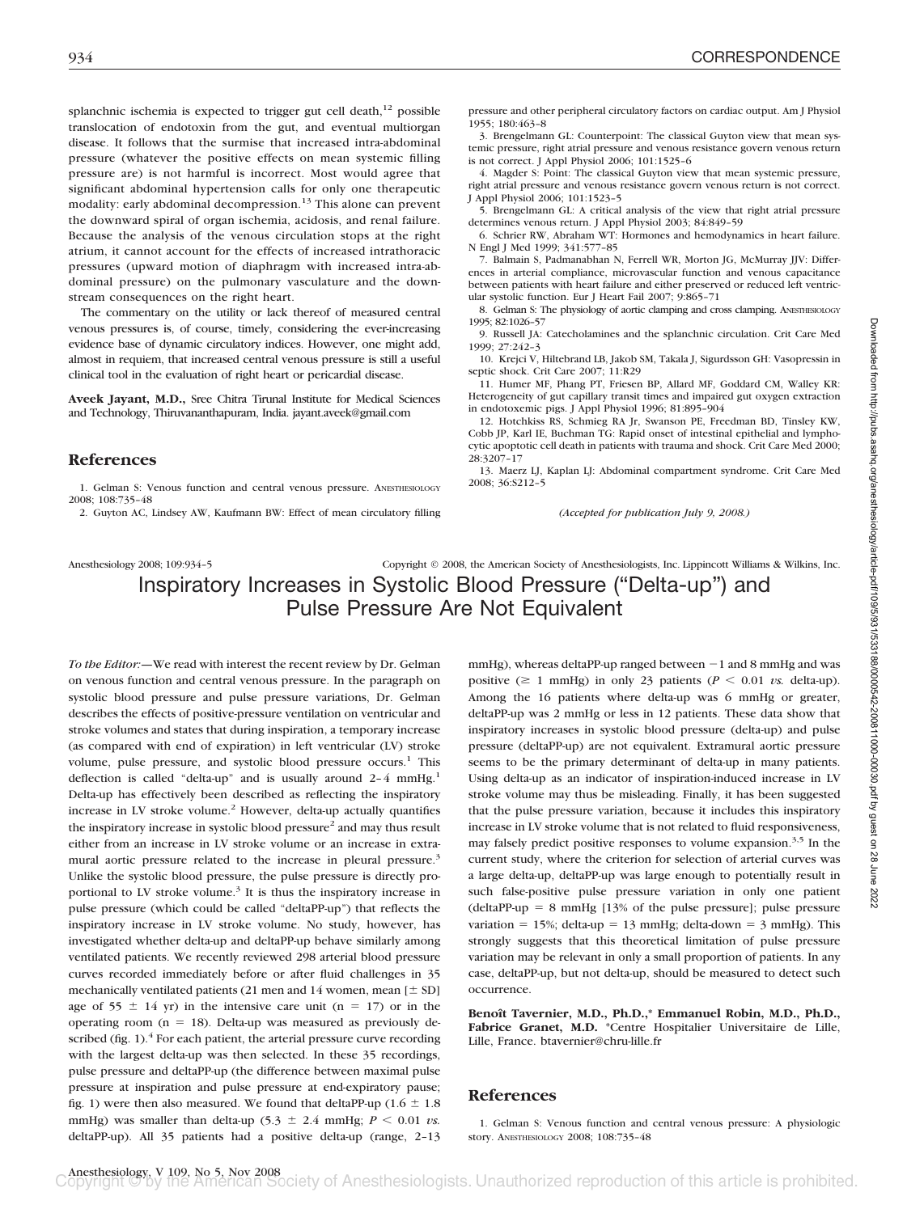splanchnic ischemia is expected to trigger gut cell death,[12] possible translocation of endotoxin from the gut, and eventual multiorgan disease. It follows that the surmise that increased intra-abdominal pressure (whatever the positive effects on mean systemic filling pressure are) is not harmful is incorrect. Most would agree that significant abdominal hypertension calls for only one therapeutic modality: early abdominal decompression.[13] This alone can prevent the downward spiral of organ ischemia, acidosis, and renal failure. Because the analysis of the venous circulation stops at the right atrium, it cannot account for the effects of increased intrathoracic pressures (upward motion of diaphragm with increased intra-abdominal pressure) on the pulmonary vasculature and the downstream consequences on the right heart.

The commentary on the utility or lack thereof of measured central venous pressures is, of course, timely, considering the ever-increasing evidence base of dynamic circulatory indices. However, one might add, almost in requiem, that increased central venous pressure is still a useful clinical tool in the evaluation of right heart or pericardial disease.

**Aveek Jayant, M.D.,** Sree Chitra Tirunal Institute for Medical Sciences and Technology, Thiruvananthapuram, India. jayant.aveek@gmail.com

## References

1. Gelman S: Venous function and central venous pressure. Anesthesiology 2008; 108:735–48
2. Guyton AC, Lindsey AW, Kaufmann BW: Effect of mean circulatory filling pressure and other peripheral circulatory factors on cardiac output. Am J Physiol 1955; 180:463–8
3. Brengelmann GL: Counterpoint: The classical Guyton view that mean systemic pressure, right atrial pressure and venous resistance govern venous return is not correct. J Appl Physiol 2006; 101:1525–6
4. Magder S: Point: The classical Guyton view that mean systemic pressure, right atrial pressure and venous resistance govern venous return is not correct. J Appl Physiol 2006; 101:1523–5
5. Brengelmann GL: A critical analysis of the view that right atrial pressure determines venous return. J Appl Physiol 2003; 84:849–59
6. Schrier RW, Abraham WT: Hormones and hemodynamics in heart failure. N Engl J Med 1999; 341:577–85
7. Balmain S, Padmanabhan N, Ferrell WR, Morton JG, McMurray JJV: Differences in arterial compliance, microvascular function and venous capacitance between patients with heart failure and either preserved or reduced left ventricular systolic function. Eur J Heart Fail 2007; 9:865–71
8. Gelman S: The physiology of aortic clamping and cross clamping. Anesthesiology 1995; 82:1026–57
9. Russell JA: Catecholamines and the splanchnic circulation. Crit Care Med 1999; 27:242–3
10. Krejci V, Hiltebrand LB, Jakob SM, Takala J, Sigurdsson GH: Vasopressin in septic shock. Crit Care 2007; 11:R29
11. Humer MF, Phang PT, Friesen BP, Allard MF, Goddard CM, Walley KR: Heterogeneity of gut capillary transit times and impaired gut oxygen extraction in endotoxemic pigs. J Appl Physiol 1996; 81:895–904
12. Hotchkiss RS, Schmieg RA Jr, Swanson PE, Freedman BD, Tinsley KW, Cobb JP, Karl IE, Buchman TG: Rapid onset of intestinal epithelial and lymphocytic apoptotic cell death in patients with trauma and shock. Crit Care Med 2000; 28:3207–17
13. Maerz LJ, Kaplan LJ: Abdominal compartment syndrome. Crit Care Med 2008; 36:S212–5

*(Accepted for publication July 9, 2008.)*

# Inspiratory Increases in Systolic Blood Pressure ("Delta-up") and Pulse Pressure Are Not Equivalent

*To the Editor:*—We read with interest the recent review by Dr. Gelman on venous function and central venous pressure. In the paragraph on systolic blood pressure and pulse pressure variations, Dr. Gelman describes the effects of positive-pressure ventilation on ventricular and stroke volumes and states that during inspiration, a temporary increase (as compared with end of expiration) in left ventricular (LV) stroke volume, pulse pressure, and systolic blood pressure occurs.[1] This deflection is called "delta-up" and is usually around 2–4 mmHg.[1] Delta-up has effectively been described as reflecting the inspiratory increase in LV stroke volume.[2] However, delta-up actually quantifies the inspiratory increase in systolic blood pressure[2] and may thus result either from an increase in LV stroke volume or an increase in extramural aortic pressure related to the increase in pleural pressure.[3] Unlike the systolic blood pressure, the pulse pressure is directly proportional to LV stroke volume.[3] It is thus the inspiratory increase in pulse pressure (which could be called "deltaPP-up") that reflects the inspiratory increase in LV stroke volume. No study, however, has investigated whether delta-up and deltaPP-up behave similarly among ventilated patients. We recently reviewed 298 arterial blood pressure curves recorded immediately before or after fluid challenges in 35 mechanically ventilated patients (21 men and 14 women, mean [± SD] age of 55 ± 14 yr) in the intensive care unit (n = 17) or in the operating room (n = 18). Delta-up was measured as previously described (fig. 1).[4] For each patient, the arterial pressure curve recording with the largest delta-up was then selected. In these 35 recordings, pulse pressure and deltaPP-up (the difference between maximal pulse pressure at inspiration and pulse pressure at end-expiratory pause; fig. 1) were then also measured. We found that deltaPP-up (1.6 ± 1.8 mmHg) was smaller than delta-up (5.3 ± 2.4 mmHg; $P < 0.01$ *vs.* deltaPP-up). All 35 patients had a positive delta-up (range, 2–13 mmHg), whereas deltaPP-up ranged between −1 and 8 mmHg and was positive (≥ 1 mmHg) in only 23 patients ($P < 0.01$ *vs.* delta-up). Among the 16 patients where delta-up was 6 mmHg or greater, deltaPP-up was 2 mmHg or less in 12 patients. These data show that inspiratory increases in systolic blood pressure (delta-up) and pulse pressure (deltaPP-up) are not equivalent. Extramural aortic pressure seems to be the primary determinant of delta-up in many patients. Using delta-up as an indicator of inspiration-induced increase in LV stroke volume may thus be misleading. Finally, it has been suggested that the pulse pressure variation, because it includes this inspiratory increase in LV stroke volume that is not related to fluid responsiveness, may falsely predict positive responses to volume expansion.[3,5] In the current study, where the criterion for selection of arterial curves was a large delta-up, deltaPP-up was large enough to potentially result in such false-positive pulse pressure variation in only one patient (deltaPP-up = 8 mmHg [13% of the pulse pressure]; pulse pressure variation = 15%; delta-up = 13 mmHg; delta-down = 3 mmHg). This strongly suggests that this theoretical limitation of pulse pressure variation may be relevant in only a small proportion of patients. In any case, deltaPP-up, but not delta-up, should be measured to detect such occurrence.

**Benoît Tavernier, M.D., Ph.D.,\* Emmanuel Robin, M.D., Ph.D., Fabrice Granet, M.D.** \*Centre Hospitalier Universitaire de Lille, Lille, France. btavernier@chru-lille.fr

## References

1. Gelman S: Venous function and central venous pressure: A physiologic story. Anesthesiology 2008; 108:735–48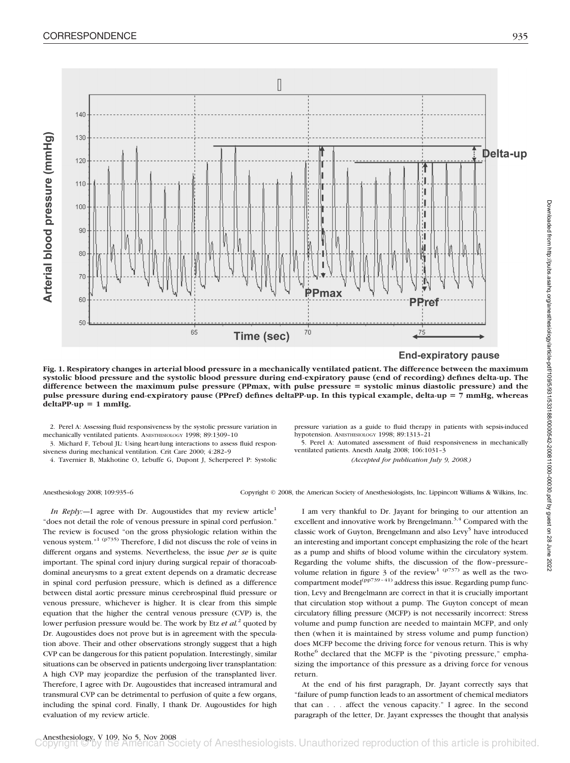**Fig. 1. Respiratory changes in arterial blood pressure in a mechanically ventilated patient. The difference between the maximum systolic blood pressure and the systolic blood pressure during end-expiratory pause (end of recording) defines delta-up. The difference between the maximum pulse pressure (PPmax, with pulse pressure = systolic minus diastolic pressure) and the pulse pressure during end-expiratory pause (PPref) defines deltaPP-up. In this typical example, delta-up = 7 mmHg, whereas deltaPP-up = 1 mmHg.**

2. Perel A: Assessing fluid responsiveness by the systolic pressure variation in mechanically ventilated patients. ANESTHESIOLOGY 1998; 89:1309–10

3. Michard F, Teboul JL: Using heart-lung interactions to assess fluid responsiveness during mechanical ventilation. Crit Care 2000; 4:282–9

4. Tavernier B, Makhotine O, Lebuffe G, Dupont J, Scherpereel P: Systolic pressure variation as a guide to fluid therapy in patients with sepsis-induced hypotension. ANESTHESIOLOGY 1998; 89:1313–21

5. Perel A: Automated assessment of fluid responsiveness in mechanically ventilated patients. Anesth Analg 2008; 106:1031–3

*(Accepted for publication July 9, 2008.)*

Anesthesiology 2008; 109:935–6 Copyright © 2008, the American Society of Anesthesiologists, Inc. Lippincott Williams & Wilkins, Inc.

*In Reply:*—I agree with Dr. Augoustides that my review article[1] "does not detail the role of venous pressure in spinal cord perfusion." The review is focused "on the gross physiologic relation within the venous system."[1 (p735)] Therefore, I did not discuss the role of veins in different organs and systems. Nevertheless, the issue *per se* is quite important. The spinal cord injury during surgical repair of thoracoabdominal aneurysms to a great extent depends on a dramatic decrease in spinal cord perfusion pressure, which is defined as a difference between distal aortic pressure minus cerebrospinal fluid pressure or venous pressure, whichever is higher. It is clear from this simple equation that the higher the central venous pressure (CVP) is, the lower perfusion pressure would be. The work by Etz *et al.*[2] quoted by Dr. Augoustides does not prove but is in agreement with the speculation above. Their and other observations strongly suggest that a high CVP can be dangerous for this patient population. Interestingly, similar situations can be observed in patients undergoing liver transplantation: A high CVP may jeopardize the perfusion of the transplanted liver. Therefore, I agree with Dr. Augoustides that increased intramural and transmural CVP can be detrimental to perfusion of quite a few organs, including the spinal cord. Finally, I thank Dr. Augoustides for high evaluation of my review article.

I am very thankful to Dr. Jayant for bringing to our attention an excellent and innovative work by Brengelmann.[3,4] Compared with the classic work of Guyton, Brengelmann and also Levy[5] have introduced an interesting and important concept emphasizing the role of the heart as a pump and shifts of blood volume within the circulatory system. Regarding the volume shifts, the discussion of the flow–pressure–volume relation in figure 3 of the review[1 (p737)] as well as the two-compartment model[(pp739–41)] address this issue. Regarding pump function, Levy and Brengelmann are correct in that it is crucially important that circulation stop without a pump. The Guyton concept of mean circulatory filling pressure (MCFP) is not necessarily incorrect: Stress volume and pump function are needed to maintain MCFP, and only then (when it is maintained by stress volume and pump function) does MCFP become the driving force for venous return. This is why Rothe[6] declared that the MCFP is the "pivoting pressure," emphasizing the importance of this pressure as a driving force for venous return.

At the end of his first paragraph, Dr. Jayant correctly says that "failure of pump function leads to an assortment of chemical mediators that can . . . affect the venous capacity." I agree. In the second paragraph of the letter, Dr. Jayant expresses the thought that analysis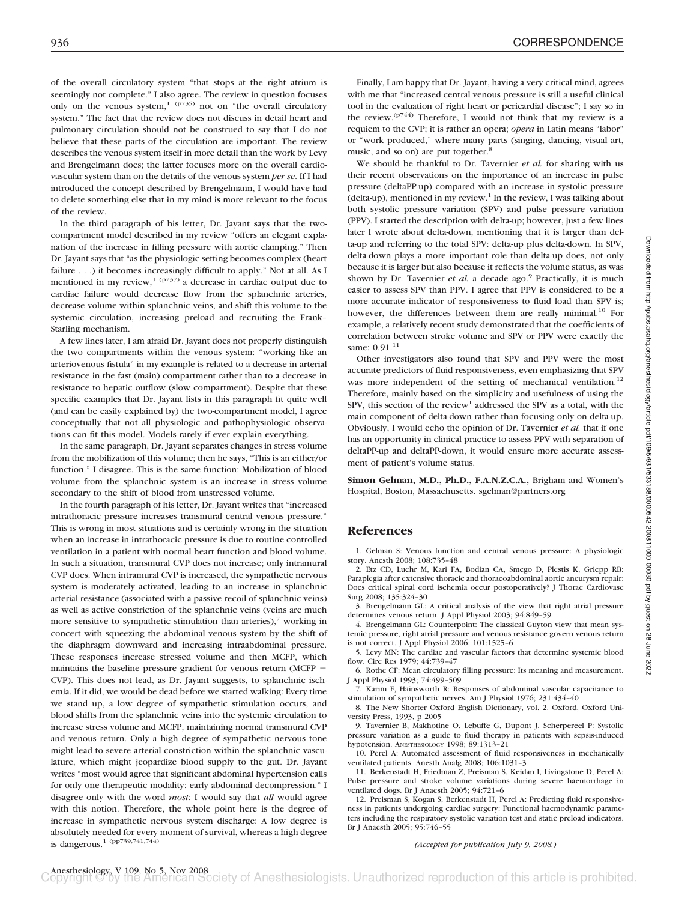of the overall circulatory system "that stops at the right atrium is seemingly not complete." I also agree. The review in question focuses only on the venous system,[1 (p735)] not on "the overall circulatory system." The fact that the review does not discuss in detail heart and pulmonary circulation should not be construed to say that I do not believe that these parts of the circulation are important. The review describes the venous system itself in more detail than the work by Levy and Brengelmann does; the latter focuses more on the overall cardiovascular system than on the details of the venous system *per se*. If I had introduced the concept described by Brengelmann, I would have had to delete something else that in my mind is more relevant to the focus of the review.

In the third paragraph of his letter, Dr. Jayant says that the two-compartment model described in my review "offers an elegant explanation of the increase in filling pressure with aortic clamping." Then Dr. Jayant says that "as the physiologic setting becomes complex (heart failure . . .) it becomes increasingly difficult to apply." Not at all. As I mentioned in my review,[1 (p737)] a decrease in cardiac output due to cardiac failure would decrease flow from the splanchnic arteries, decrease volume within splanchnic veins, and shift this volume to the systemic circulation, increasing preload and recruiting the Frank–Starling mechanism.

A few lines later, I am afraid Dr. Jayant does not properly distinguish the two compartments within the venous system: "working like an arteriovenous fistula" in my example is related to a decrease in arterial resistance in the fast (main) compartment rather than to a decrease in resistance to hepatic outflow (slow compartment). Despite that these specific examples that Dr. Jayant lists in this paragraph fit quite well (and can be easily explained by) the two-compartment model, I agree conceptually that not all physiologic and pathophysiologic observations can fit this model. Models rarely if ever explain everything.

In the same paragraph, Dr. Jayant separates changes in stress volume from the mobilization of this volume; then he says, "This is an either/or function." I disagree. This is the same function: Mobilization of blood volume from the splanchnic system is an increase in stress volume secondary to the shift of blood from unstressed volume.

In the fourth paragraph of his letter, Dr. Jayant writes that "increased intrathoracic pressure increases transmural central venous pressure." This is wrong in most situations and is certainly wrong in the situation when an increase in intrathoracic pressure is due to routine controlled ventilation in a patient with normal heart function and blood volume. In such a situation, transmural CVP does not increase; only intramural CVP does. When intramural CVP is increased, the sympathetic nervous system is moderately activated, leading to an increase in splanchnic arterial resistance (associated with a passive recoil of splanchnic veins) as well as active constriction of the splanchnic veins (veins are much more sensitive to sympathetic stimulation than arteries),[7] working in concert with squeezing the abdominal venous system by the shift of the diaphragm downward and increasing intraabdominal pressure. These responses increase stressed volume and then MCFP, which maintains the baseline pressure gradient for venous return (MCFP − CVP). This does not lead, as Dr. Jayant suggests, to splanchnic ischemia. If it did, we would be dead before we started walking: Every time we stand up, a low degree of sympathetic stimulation occurs, and blood shifts from the splanchnic veins into the systemic circulation to increase stress volume and MCFP, maintaining normal transmural CVP and venous return. Only a high degree of sympathetic nervous tone might lead to severe arterial constriction within the splanchnic vasculature, which might jeopardize blood supply to the gut. Dr. Jayant writes "most would agree that significant abdominal hypertension calls for only one therapeutic modality: early abdominal decompression." I disagree only with the word *most*: I would say that *all* would agree with this notion. Therefore, the whole point here is the degree of increase in sympathetic nervous system discharge: A low degree is absolutely needed for every moment of survival, whereas a high degree is dangerous.[1 (pp739,741,744)]

Finally, I am happy that Dr. Jayant, having a very critical mind, agrees with me that "increased central venous pressure is still a useful clinical tool in the evaluation of right heart or pericardial disease"; I say so in the review.[(p744)] Therefore, I would not think that my review is a requiem to the CVP; it is rather an opera; *opera* in Latin means "labor" or "work produced," where many parts (singing, dancing, visual art, music, and so on) are put together.[8]

We should be thankful to Dr. Tavernier *et al.* for sharing with us their recent observations on the importance of an increase in pulse pressure (deltaPP-up) compared with an increase in systolic pressure (delta-up), mentioned in my review.[1] In the review, I was talking about both systolic pressure variation (SPV) and pulse pressure variation (PPV). I started the description with delta-up; however, just a few lines later I wrote about delta-down, mentioning that it is larger than delta-up and referring to the total SPV: delta-up plus delta-down. In SPV, delta-down plays a more important role than delta-up does, not only because it is larger but also because it reflects the volume status, as was shown by Dr. Tavernier *et al.* a decade ago.[9] Practically, it is much easier to assess SPV than PPV. I agree that PPV is considered to be a more accurate indicator of responsiveness to fluid load than SPV is; however, the differences between them are really minimal.[10] For example, a relatively recent study demonstrated that the coefficients of correlation between stroke volume and SPV or PPV were exactly the same: 0.91.[11]

Other investigators also found that SPV and PPV were the most accurate predictors of fluid responsiveness, even emphasizing that SPV was more independent of the setting of mechanical ventilation.[12] Therefore, mainly based on the simplicity and usefulness of using the SPV, this section of the review[1] addressed the SPV as a total, with the main component of delta-down rather than focusing only on delta-up. Obviously, I would echo the opinion of Dr. Tavernier *et al.* that if one has an opportunity in clinical practice to assess PPV with separation of deltaPP-up and deltaPP-down, it would ensure more accurate assessment of patient's volume status.

**Simon Gelman, M.D., Ph.D., F.A.N.Z.C.A.,** Brigham and Women's Hospital, Boston, Massachusetts. sgelman@partners.org

## References

1. Gelman S: Venous function and central venous pressure: A physiologic story. Anesth 2008; 108:735–48
2. Etz CD, Luehr M, Kari FA, Bodian CA, Smego D, Plestis K, Griepp RB: Paraplegia after extensive thoracic and thoracoabdominal aortic aneurysm repair: Does critical spinal cord ischemia occur postoperatively? J Thorac Cardiovasc Surg 2008; 135:324–30
3. Brengelmann GL: A critical analysis of the view that right atrial pressure determines venous return. J Appl Physiol 2003; 94:849–59
4. Brengelmann GL: Counterpoint: The classical Guyton view that mean systemic pressure, right atrial pressure and venous resistance govern venous return is not correct. J Appl Physiol 2006; 101:1525–6
5. Levy MN: The cardiac and vascular factors that determine systemic blood flow. Circ Res 1979; 44:739–47
6. Rothe CF: Mean circulatory filling pressure: Its meaning and measurement. J Appl Physiol 1993; 74:499–509
7. Karim F, Hainsworth R: Responses of abdominal vascular capacitance to stimulation of sympathetic nerves. Am J Physiol 1976; 231:434–40
8. The New Shorter Oxford English Dictionary, vol. 2. Oxford, Oxford University Press, 1993, p 2005
9. Tavernier B, Makhotine O, Lebuffe G, Dupont J, Scherpereel P: Systolic pressure variation as a guide to fluid therapy in patients with sepsis-induced hypotension. Anesthesiology 1998; 89:1313–21
10. Perel A: Automated assessment of fluid responsiveness in mechanically ventilated patients. Anesth Analg 2008; 106:1031–3
11. Berkenstadt H, Friedman Z, Preisman S, Keidan I, Livingstone D, Perel A: Pulse pressure and stroke volume variations during severe haemorrhage in ventilated dogs. Br J Anaesth 2005; 94:721–6
12. Preisman S, Kogan S, Berkenstadt H, Perel A: Predicting fluid responsiveness in patients undergoing cardiac surgery: Functional haemodynamic parameters including the respiratory systolic variation test and static preload indicators. Br J Anaesth 2005; 95:746–55

*(Accepted for publication July 9, 2008.)*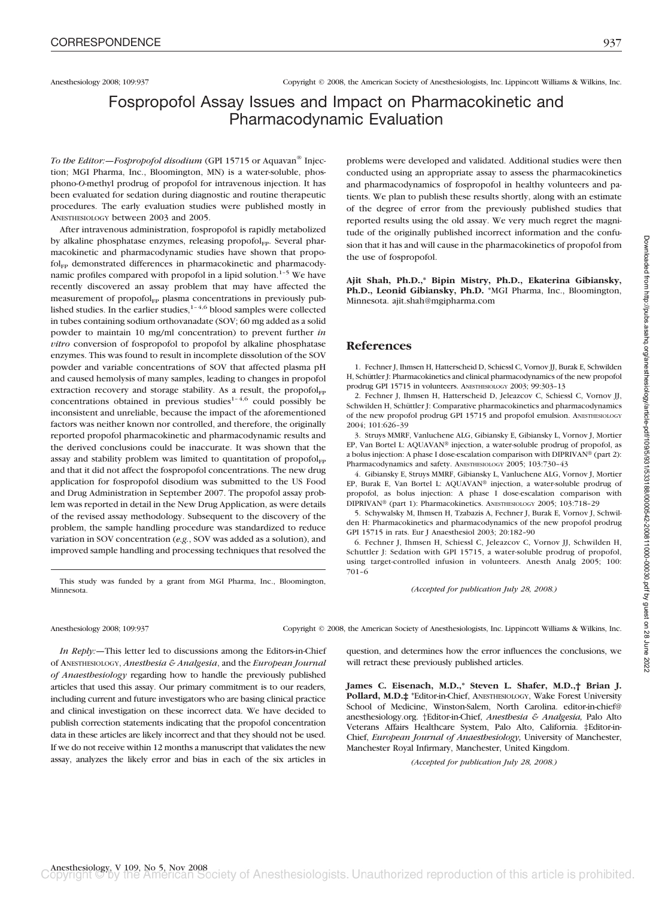Anesthesiology 2008; 109:937 Copyright © 2008, the American Society of Anesthesiologists, Inc. Lippincott Williams & Wilkins, Inc.

# Fospropofol Assay Issues and Impact on Pharmacokinetic and Pharmacodynamic Evaluation

*To the Editor:—Fospropofol disodium* (GPI 15715 or Aquavan® Injection; MGI Pharma, Inc., Bloomington, MN) is a water-soluble, phosphono-*O*-methyl prodrug of propofol for intravenous injection. It has been evaluated for sedation during diagnostic and routine therapeutic procedures. The early evaluation studies were published mostly in ANESTHESIOLOGY between 2003 and 2005.

After intravenous administration, fospropofol is rapidly metabolized by alkaline phosphatase enzymes, releasing $\text{propofol}_{FP}$. Several pharmacokinetic and pharmacodynamic studies have shown that $\text{propofol}_{FP}$ demonstrated differences in pharmacokinetic and pharmacodynamic profiles compared with propofol in a lipid solution.[1–5] We have recently discovered an assay problem that may have affected the measurement of $\text{propofol}_{FP}$ plasma concentrations in previously published studies. In the earlier studies,[1–4,6] blood samples were collected in tubes containing sodium orthovanadate (SOV; 60 mg added as a solid powder to maintain 10 mg/ml concentration) to prevent further *in vitro* conversion of fospropofol to propofol by alkaline phosphatase enzymes. This was found to result in incomplete dissolution of the SOV powder and variable concentrations of SOV that affected plasma pH and caused hemolysis of many samples, leading to changes in propofol extraction recovery and storage stability. As a result, the $\text{propofol}_{FP}$ concentrations obtained in previous studies[1–4,6] could possibly be inconsistent and unreliable, because the impact of the aforementioned factors was neither known nor controlled, and therefore, the originally reported propofol pharmacokinetic and pharmacodynamic results and the derived conclusions could be inaccurate. It was shown that the assay and stability problem was limited to quantitation of $\text{propofol}_{FP}$ and that it did not affect the fospropofol concentrations. The new drug application for fospropofol disodium was submitted to the US Food and Drug Administration in September 2007. The propofol assay problem was reported in detail in the New Drug Application, as were details of the revised assay methodology. Subsequent to the discovery of the problem, the sample handling procedure was standardized to reduce variation in SOV concentration (*e.g.*, SOV was added as a solution), and improved sample handling and processing techniques that resolved the problems were developed and validated. Additional studies were then conducted using an appropriate assay to assess the pharmacokinetics and pharmacodynamics of fospropofol in healthy volunteers and patients. We plan to publish these results shortly, along with an estimate of the degree of error from the previously published studies that reported results using the old assay. We very much regret the magnitude of the originally published incorrect information and the confusion that it has and will cause in the pharmacokinetics of propofol from the use of fospropofol.

This study was funded by a grant from MGI Pharma, Inc., Bloomington, Minnesota.

**Ajit Shah, Ph.D.,\* Bipin Mistry, Ph.D., Ekaterina Gibiansky, Ph.D., Leonid Gibiansky, Ph.D.** \*MGI Pharma, Inc., Bloomington, Minnesota. ajit.shah@mgipharma.com

## References

1. Fechner J, Ihmsen H, Hatterscheid D, Schiessl C, Vornov JJ, Burak E, Schwilden H, Schüttler J: Pharmacokinetics and clinical pharmacodynamics of the new propofol prodrug GPI 15715 in volunteers. ANESTHESIOLOGY 2003; 99:303–13
2. Fechner J, Ihmsen H, Hatterscheid D, Jeleazcov C, Schiessl C, Vornov JJ, Schwilden H, Schüttler J: Comparative pharmacokinetics and pharmacodynamics of the new propofol prodrug GPI 15715 and propofol emulsion. ANESTHESIOLOGY 2004; 101:626–39
3. Struys MMRF, Vanluchene ALG, Gibiansky E, Gibiansky L, Vornov J, Mortier EP, Van Bortel L: AQUAVAN® injection, a water-soluble prodrug of propofol, as a bolus injection: A phase I dose-escalation comparison with DIPRIVAN® (part 2): Pharmacodynamics and safety. ANESTHESIOLOGY 2005; 103:730–43
4. Gibiansky E, Struys MMRF, Gibiansky L, Vanluchene ALG, Vornov J, Mortier EP, Burak E, Van Bortel L: AQUAVAN® injection, a water-soluble prodrug of propofol, as bolus injection: A phase I dose-escalation comparison with DIPRIVAN® (part 1): Pharmacokinetics. ANESTHESIOLOGY 2005; 103:718–29
5. Schywalsky M, Ihmsen H, Tzabazis A, Fechner J, Burak E, Vornov J, Schwilden H: Pharmacokinetics and pharmacodynamics of the new propofol prodrug GPI 15715 in rats. Eur J Anaesthesiol 2003; 20:182–90
6. Fechner J, Ihmsen H, Schiessl C, Jeleazcov C, Vornov JJ, Schwilden H, Schuttler J: Sedation with GPI 15715, a water-soluble prodrug of propofol, using target-controlled infusion in volunteers. Anesth Analg 2005; 100: 701–6

*(Accepted for publication July 28, 2008.)*

Anesthesiology 2008; 109:937 Copyright © 2008, the American Society of Anesthesiologists, Inc. Lippincott Williams & Wilkins, Inc.

*In Reply:*—This letter led to discussions among the Editors-in-Chief of ANESTHESIOLOGY, *Anesthesia & Analgesia*, and the *European Journal of Anaesthesiology* regarding how to handle the previously published articles that used this assay. Our primary commitment is to our readers, including current and future investigators who are basing clinical practice and clinical investigation on these incorrect data. We have decided to publish correction statements indicating that the propofol concentration data in these articles are likely incorrect and that they should not be used. If we do not receive within 12 months a manuscript that validates the new assay, analyzes the likely error and bias in each of the six articles in question, and determines how the error influences the conclusions, we will retract these previously published articles.

**James C. Eisenach, M.D.,\* Steven L. Shafer, M.D.,† Brian J. Pollard, M.D.‡** \*Editor-in-Chief, ANESTHESIOLOGY, Wake Forest University School of Medicine, Winston-Salem, North Carolina. editor-in-chief@anesthesiology.org. †Editor-in-Chief, *Anesthesia & Analgesia,* Palo Alto Veterans Affairs Healthcare System, Palo Alto, California. ‡Editor-in-Chief, *European Journal of Anaesthesiology,* University of Manchester, Manchester Royal Infirmary, Manchester, United Kingdom.

*(Accepted for publication July 28, 2008.)*